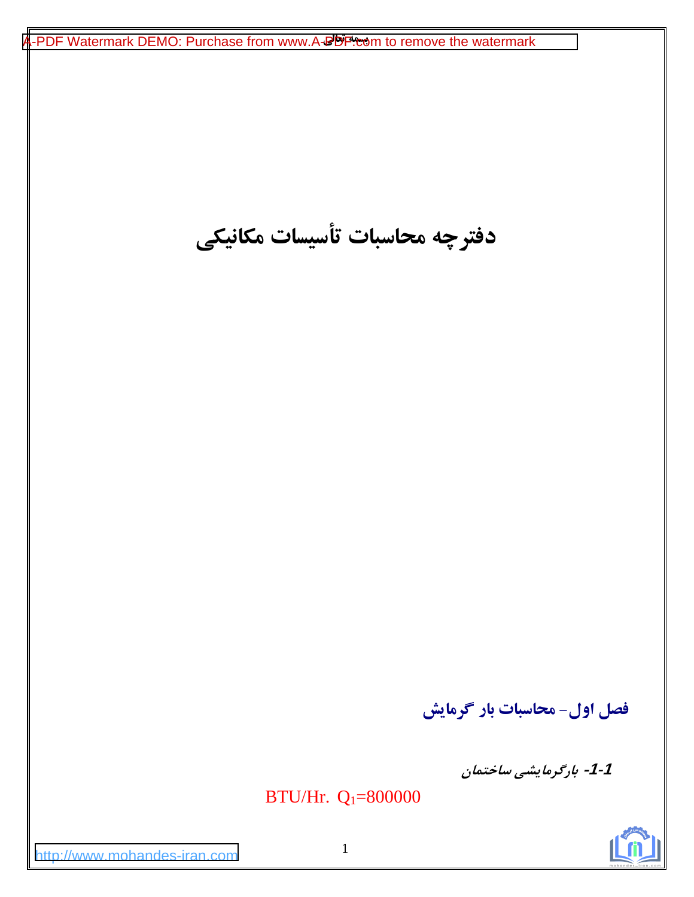# دفترچه محاسبات تأسیسات مکانیکی

## فصل اول- محاسبات بار گرمایش

### 1-1- بارگرمایشی ساختمان

BTU/Hr. $Q_1$=800000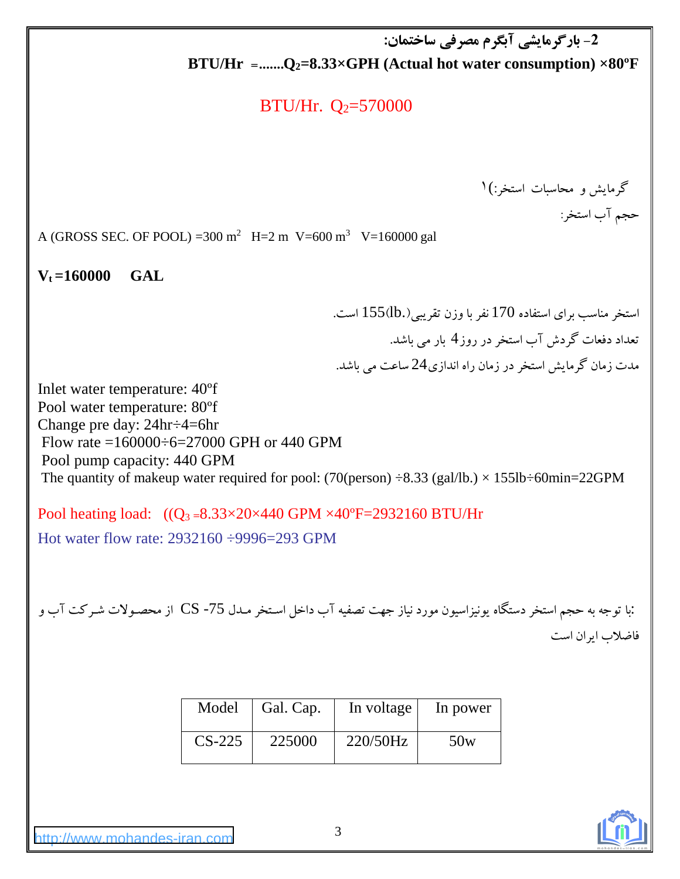**2- بارگرمایشی آبگرم مصرفی ساختمان:**

**BTU/Hr =.......$Q_2$=8.33×GPH (Actual hot water consumption) ×80ºF**

BTU/Hr. $Q_2$=570000

۱) گرمایش و محاسبات استخر:

حجم آب استخر:

A (GROSS SEC. OF POOL) =300 $m^2$   H=2 m  V=600 $m^3$   V=160000 gal

**$V_t$ =160000     GAL**

استخر مناسب برای استفاده 170 نفر با وزن تقریبی(.lb)155 است.

تعداد دفعات گردش آب استخر در روز4 بار می باشد.

مدت زمان گرمایش استخر در زمان راه اندازی24 ساعت می باشد.

Inlet water temperature: 40ºf
Pool water temperature: 80ºf
Change pre day: 24hr÷4=6hr
Flow rate =160000÷6=27000 GPH or 440 GPM
Pool pump capacity: 440 GPM
The quantity of makeup water required for pool: (70(person) ÷8.33 (gal/lb.) × 155lb÷60min=22GPM

Pool heating load:   (($Q_3$ =8.33×20×440 GPM ×40ºF=2932160 BTU/Hr

Hot water flow rate: 2932160 ÷9996=293 GPM

:با توجه به حجم استخر دستگاه یونیزاسیون مورد نیاز جهت تصفیه آب داخل استخر مدل CS -75 از محصولات شرکت آب و فاضلاب ایران است

| Model | Gal. Cap. | In voltage | In power |
|---|---|---|---|
| CS-225 | 225000 | 220/50Hz | 50w |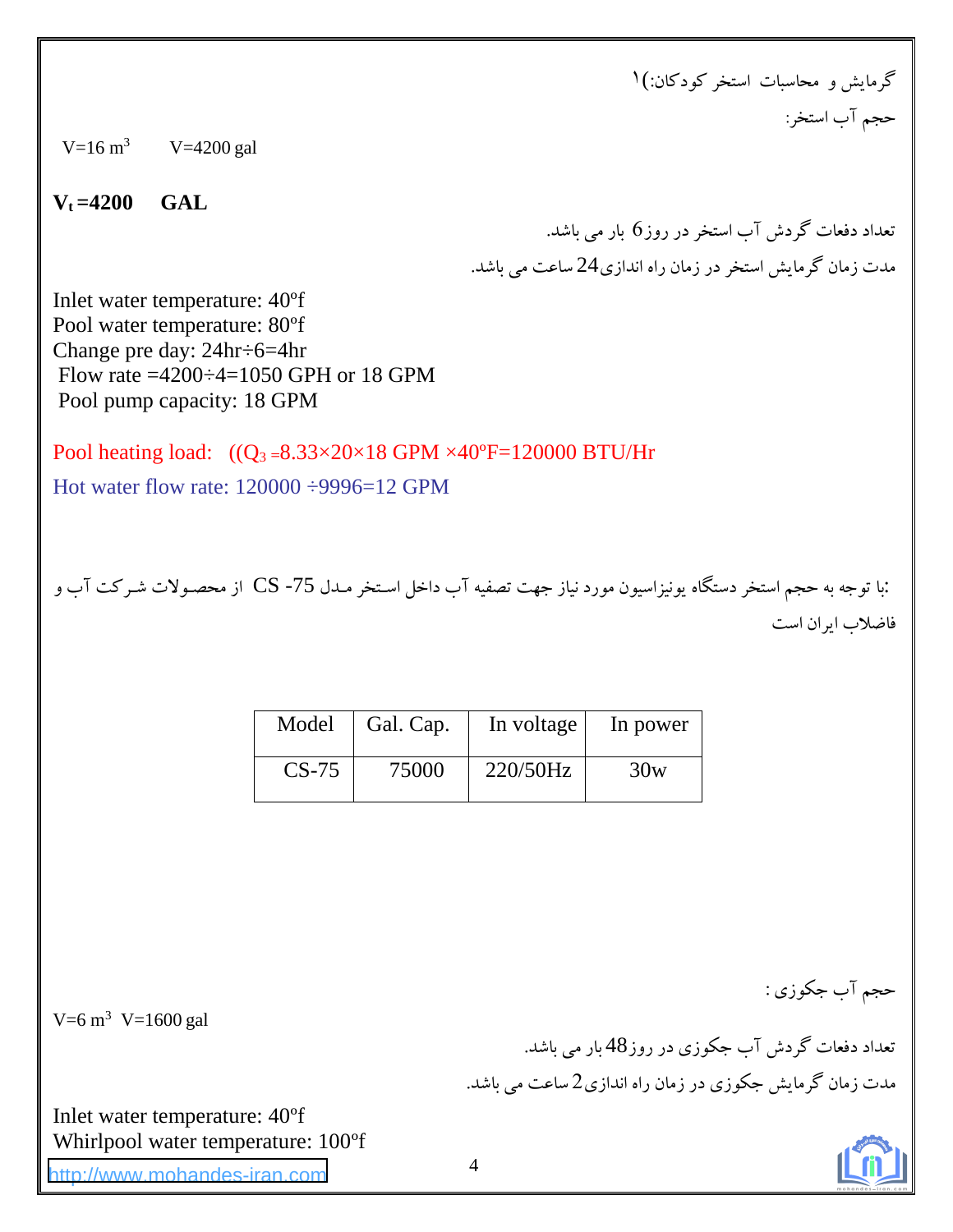گرمایش و محاسبات استخر کودکان:)۱

حجم آب استخر:

V=16 $m^3$ V=4200 gal

**$V_t$ =4200 GAL**

تعداد دفعات گردش آب استخر در روز 6 بار می باشد.

مدت زمان گرمایش استخر در زمان راه اندازی 24 ساعت می باشد.

Inlet water temperature: 40ºf
Pool water temperature: 80ºf
Change pre day: 24hr÷6=4hr
Flow rate =4200÷4=1050 GPH or 18 GPM
Pool pump capacity: 18 GPM

Pool heating load: (($Q_3$ =8.33×20×18 GPM ×40ºF=120000 BTU/Hr

Hot water flow rate: 120000 ÷9996=12 GPM

:با توجه به حجم استخر دستگاه یونیزاسیون مورد نیاز جهت تصفیه آب داخل استخر مدل CS -75 از محصولات شرکت آب و فاضلاب ایران است

| Model | Gal. Cap. | In voltage | In power |
|---|---|---|---|
| CS-75 | 75000 | 220/50Hz | 30w |

حجم آب جکوزی :

V=6 $m^3$ V=1600 gal

تعداد دفعات گردش آب جکوزی در روز 48 بار می باشد.

مدت زمان گرمایش جکوزی در زمان راه اندازی 2 ساعت می باشد.

Inlet water temperature: 40ºf
Whirlpool water temperature: 100ºf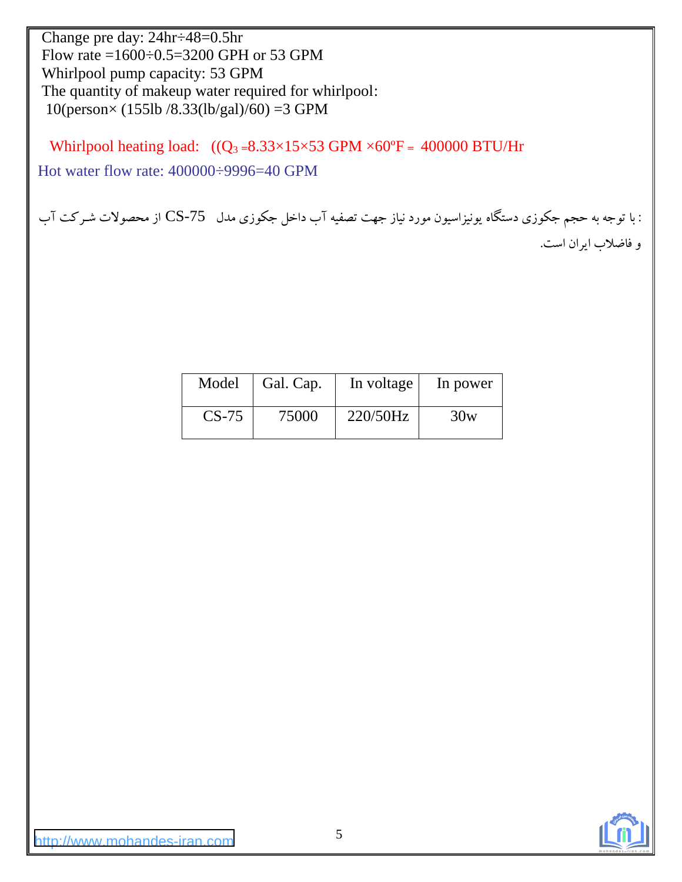Change pre day: 24hr÷48=0.5hr

Flow rate =1600÷0.5=3200 GPH or 53 GPM

Whirlpool pump capacity: 53 GPM

The quantity of makeup water required for whirlpool:

10(person× (155lb /8.33(lb/gal)/60) =3 GPM

Whirlpool heating load: (($Q_3$ =8.33×15×53 GPM ×60ºF = 400000 BTU/Hr

Hot water flow rate: 400000÷9996=40 GPM

: با توجه به حجم جکوزی دستگاه یونیزاسیون مورد نیاز جهت تصفیه آب داخل جکوزی مدل CS-75 از محصولات شرکت آب و فاضلاب ایران است.

| Model | Gal. Cap. | In voltage | In power |
|---|---|---|---|
| CS-75 | 75000 | 220/50Hz | 30w |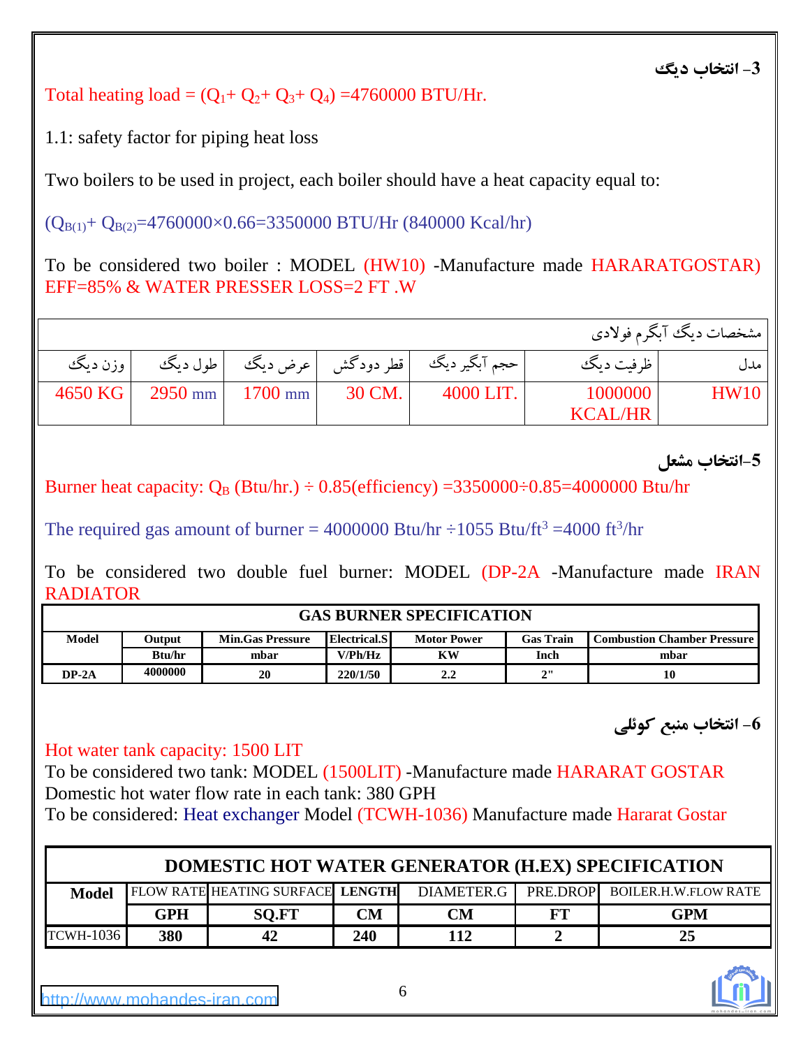### 3- انتخاب دیگ

Total heating load = $(Q_1 + Q_2 + Q_3 + Q_4)$ =4760000 BTU/Hr.

1.1: safety factor for piping heat loss

Two boilers to be used in project, each boiler should have a heat capacity equal to:

$(Q_{B(1)} + Q_{B(2)}$=4760000×0.66=3350000 BTU/Hr (840000 Kcal/hr)

To be considered two boiler : MODEL (HW10) -Manufacture made HARARATGOSTAR) EFF=85% & WATER PRESSER LOSS=2 FT .W

| مشخصات دیگ آبگرم فولادی | | | | | | |
|---|---|---|---|---|---|---|
| مدل | ظرفیت دیگ | حجم آبگیر دیگ | قطر دودکش | عرض دیگ | طول دیگ | وزن دیگ |
| HW10 | 1000000 KCAL/HR | 4000 LIT. | 30 CM. | 1700 mm | 2950 mm | 4650 KG |

### 5-انتخاب مشعل

Burner heat capacity: $Q_B$ (Btu/hr.) ÷ 0.85(efficiency) =3350000÷0.85=4000000 Btu/hr

The required gas amount of burner = 4000000 Btu/hr ÷1055 Btu/ft$^3$ =4000 ft$^3$/hr

To be considered two double fuel burner: MODEL (DP-2A -Manufacture made IRAN RADIATOR

| GAS BURNER SPECIFICATION | | | | | | |
|---|---|---|---|---|---|---|
| Model | Output | Min.Gas Pressure | Electrical.S | Motor Power | Gas Train | Combustion Chamber Pressure |
| | Btu/hr | mbar | V/Ph/Hz | KW | Inch | mbar |
| DP-2A | 4000000 | 20 | 220/1/50 | 2.2 | 2" | 10 |

### 6- انتخاب منبع کوئلی

Hot water tank capacity: 1500 LIT
To be considered two tank: MODEL (1500LIT) -Manufacture made HARARAT GOSTAR
Domestic hot water flow rate in each tank: 380 GPH
To be considered: Heat exchanger Model (TCWH-1036) Manufacture made Hararat Gostar

| DOMESTIC HOT WATER GENERATOR (H.EX) SPECIFICATION | | | | | | |
|---|---|---|---|---|---|---|
| Model | FLOW RATE | HEATING SURFACE | LENGTH | DIAMETER.G | PRE.DROP | BOILER.H.W.FLOW RATE |
| | GPH | SQ.FT | CM | CM | FT | GPM |
| TCWH-1036 | 380 | 42 | 240 | 112 | 2 | 25 |

http://www.mohandes-iran.com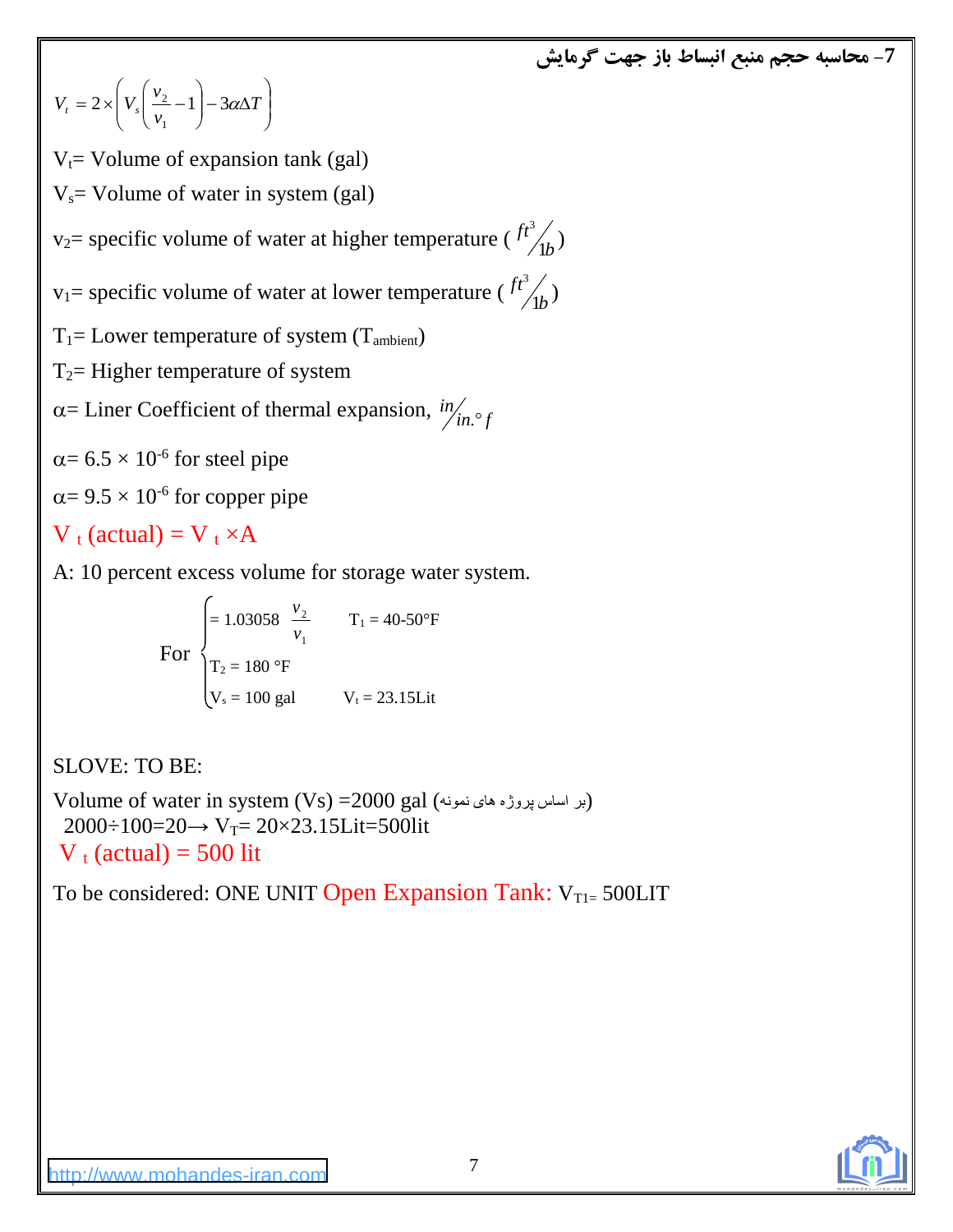## 7- محاسبه حجم منبع انبساط باز جهت گرمایش

$$V_t = 2 \times \left( V_s \left( \frac{v_2}{v_1} - 1 \right) - 3\alpha \Delta T \right)$$

$V_t$= Volume of expansion tank (gal)

$V_s$= Volume of water in system (gal)

$v_2$= specific volume of water at higher temperature ( $ft^3/1b$ )

$v_1$= specific volume of water at lower temperature ( $ft^3/1b$ )

$T_1$= Lower temperature of system ($T_{ambient}$)

$T_2$= Higher temperature of system

$\alpha$= Liner Coefficient of thermal expansion, $in/in.{}^\circ f$

$\alpha = 6.5 \times 10^{-6}$ for steel pipe

$\alpha = 9.5 \times 10^{-6}$ for copper pipe

$V_t$ (actual) = $V_t \times A$

A: 10 percent excess volume for storage water system.

For
$$\begin{cases} = 1.03058 \quad \dfrac{v_2}{v_1} & T_1 = 40\text{-}50°F \\ T_2 = 180\ °F & \\ V_s = 100 \text{ gal} & V_t = 23.15\text{Lit} \end{cases}$$

SLOVE: TO BE:

Volume of water in system (Vs) =2000 gal (بر اساس پروژه های نمونه)

2000÷100=20→ $V_T$= 20×23.15Lit=500lit

$V_t$ (actual) = 500 lit

To be considered: ONE UNIT Open Expansion Tank: $V_{T1=}$ 500LIT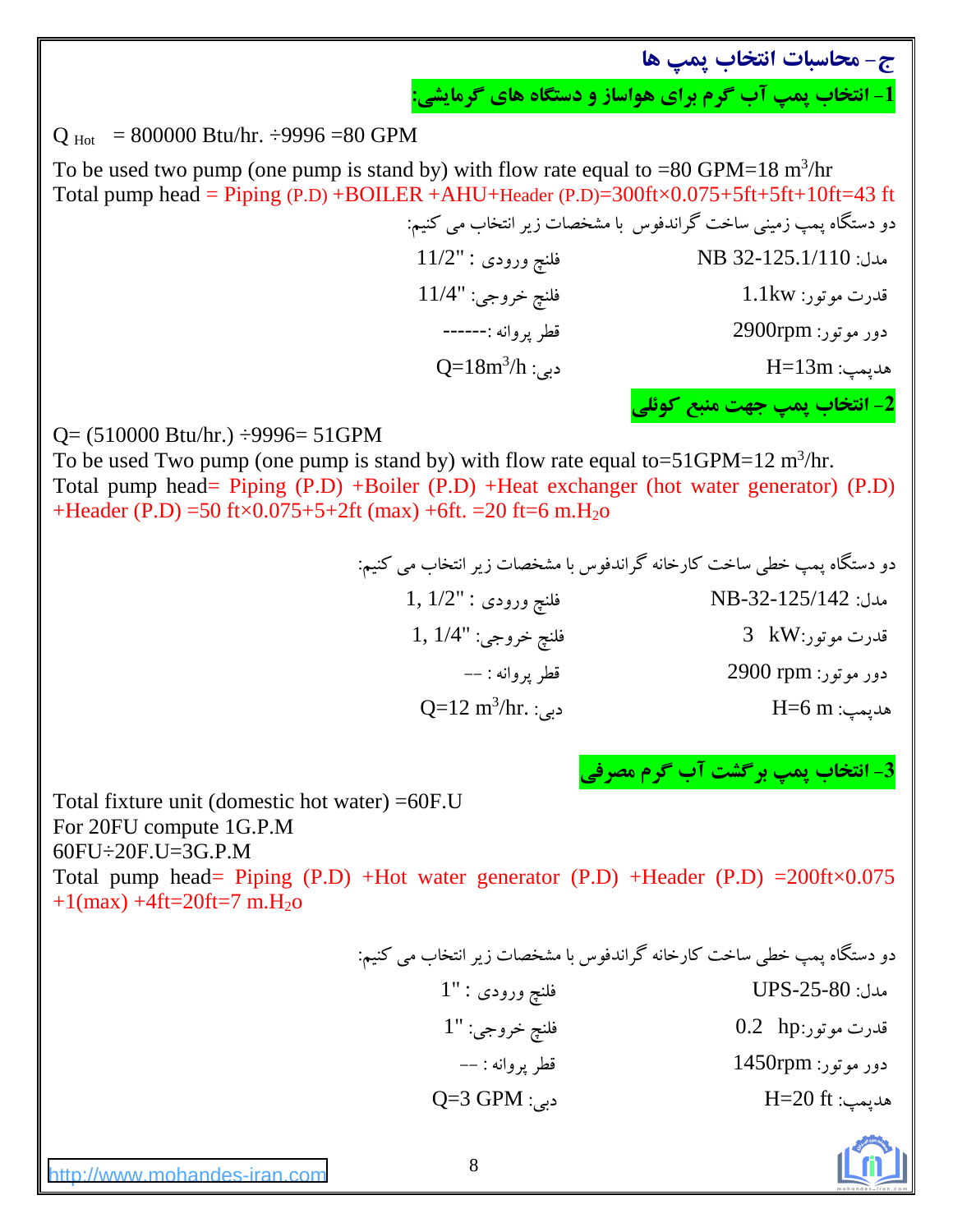## ج- محاسبات انتخاب پمپ ها

### 1- انتخاب پمپ آب گرم برای هواساز و دستگاه های گرمایشی:

$Q_{Hot}$ = 800000 Btu/hr. ÷9996 =80 GPM

To be used two pump (one pump is stand by) with flow rate equal to =80 GPM=18 $m^3$/hr

Total pump head = Piping (P.D) +BOILER +AHU+Header (P.D)=300ft×0.075+5ft+5ft+10ft=43 ft

دو دستگاه پمپ زمینی ساخت گراندفوس با مشخصات زیر انتخاب می کنیم:

| | |
|---|---|
| مدل: NB 32-125.1/110 | فلنچ ورودی : "11/2 |
| قدرت موتور: 1.1kw | فلنچ خروجی: "11/4 |
| دور موتور: 2900rpm | قطر پروانه :------ |
| هدپمپ: H=13m | دبی: Q=18$m^3$/h |

### 2- انتخاب پمپ جهت منبع کوئلی

Q= (510000 Btu/hr.) ÷9996= 51GPM

To be used Two pump (one pump is stand by) with flow rate equal to=51GPM=12 $m^3$/hr.

Total pump head= Piping (P.D) +Boiler (P.D) +Heat exchanger (hot water generator) (P.D) +Header (P.D) =50 ft×0.075+5+2ft (max) +6ft. =20 ft=6 m.$H_2$o

دو دستگاه پمپ خطی ساخت کارخانه گراندفوس با مشخصات زیر انتخاب می کنیم:

| | |
|---|---|
| مدل: NB-32-125/142 | فلنچ ورودی : "1, 1/2 |
| قدرت موتور:kW 3 | فلنچ خروجی: "1, 1/4 |
| دور موتور: 2900 rpm | قطر پروانه : -- |
| هدپمپ: H=6 m | دبی: Q=12 $m^3$/hr. |

### 3- انتخاب پمپ برگشت آب گرم مصرفی

Total fixture unit (domestic hot water) =60F.U

For 20FU compute 1G.P.M

60FU÷20F.U=3G.P.M

Total pump head= Piping (P.D) +Hot water generator (P.D) +Header (P.D) =200ft×0.075 +1(max) +4ft=20ft=7 m.$H_2$o

دو دستگاه پمپ خطی ساخت کارخانه گراندفوس با مشخصات زیر انتخاب می کنیم:

| | |
|---|---|
| مدل: UPS-25-80 | فلنچ ورودی : "1 |
| قدرت موتور:hp 0.2 | فلنچ خروجی: "1 |
| دور موتور: 1450rpm | قطر پروانه : -- |
| هدپمپ: H=20 ft | دبی: Q=3 GPM |

http://www.mohandes-iran.com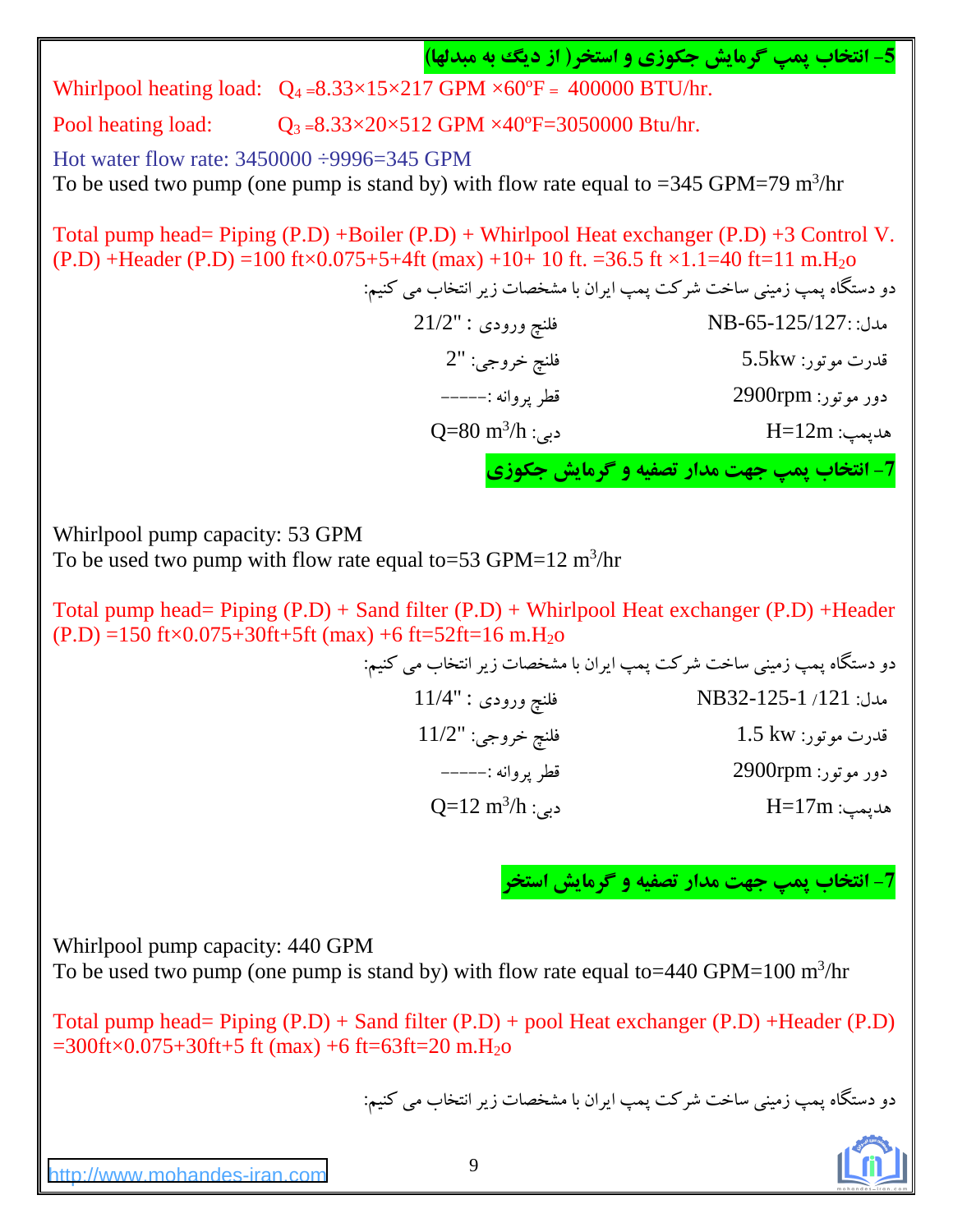## 5- انتخاب پمپ گرمایش جکوزی و استخر( از دیگ به مبدلها)

Whirlpool heating load: $Q_4$ =8.33×15×217 GPM ×60ºF = 400000 BTU/hr.

Pool heating load: $Q_3$ =8.33×20×512 GPM ×40ºF=3050000 Btu/hr.

Hot water flow rate: 3450000 ÷9996=345 GPM

To be used two pump (one pump is stand by) with flow rate equal to =345 GPM=79 m³/hr

Total pump head= Piping (P.D) +Boiler (P.D) + Whirlpool Heat exchanger (P.D) +3 Control V. (P.D) +Header (P.D) =100 ft×0.075+5+4ft (max) +10+ 10 ft. =36.5 ft ×1.1=40 ft=11 m.$H_2$o

دو دستگاه پمپ زمینی ساخت شرکت پمپ ایران با مشخصات زیر انتخاب می کنیم:

| | |
|---|---|
| مدل: NB-65-125/127 | فلنج ورودی : "21/2 |
| قدرت موتور: 5.5kw | فلنج خروجی: "2 |
| دور موتور: 2900rpm | قطر پروانه :----- |
| هدپمپ: H=12m | دبی: Q=80 m³/h |

## 7- انتخاب پمپ جهت مدار تصفیه و گرمایش جکوزی

Whirlpool pump capacity: 53 GPM

To be used two pump with flow rate equal to=53 GPM=12 m³/hr

Total pump head= Piping (P.D) + Sand filter (P.D) + Whirlpool Heat exchanger (P.D) +Header (P.D) =150 ft×0.075+30ft+5ft (max) +6 ft=52ft=16 m.$H_2$o

دو دستگاه پمپ زمینی ساخت شرکت پمپ ایران با مشخصات زیر انتخاب می کنیم:

| | |
|---|---|
| مدل: NB32-125-1 /121 | فلنج ورودی : "11/4 |
| قدرت موتور: 1.5 kw | فلنج خروجی: "11/2 |
| دور موتور: 2900rpm | قطر پروانه :----- |
| هدپمپ: H=17m | دبی: Q=12 m³/h |

## 7- انتخاب پمپ جهت مدار تصفیه و گرمایش استخر

Whirlpool pump capacity: 440 GPM

To be used two pump (one pump is stand by) with flow rate equal to=440 GPM=100 m³/hr

Total pump head= Piping (P.D) + Sand filter (P.D) + pool Heat exchanger (P.D) +Header (P.D) =300ft×0.075+30ft+5 ft (max) +6 ft=63ft=20 m.$H_2$o

دو دستگاه پمپ زمینی ساخت شرکت پمپ ایران با مشخصات زیر انتخاب می کنیم: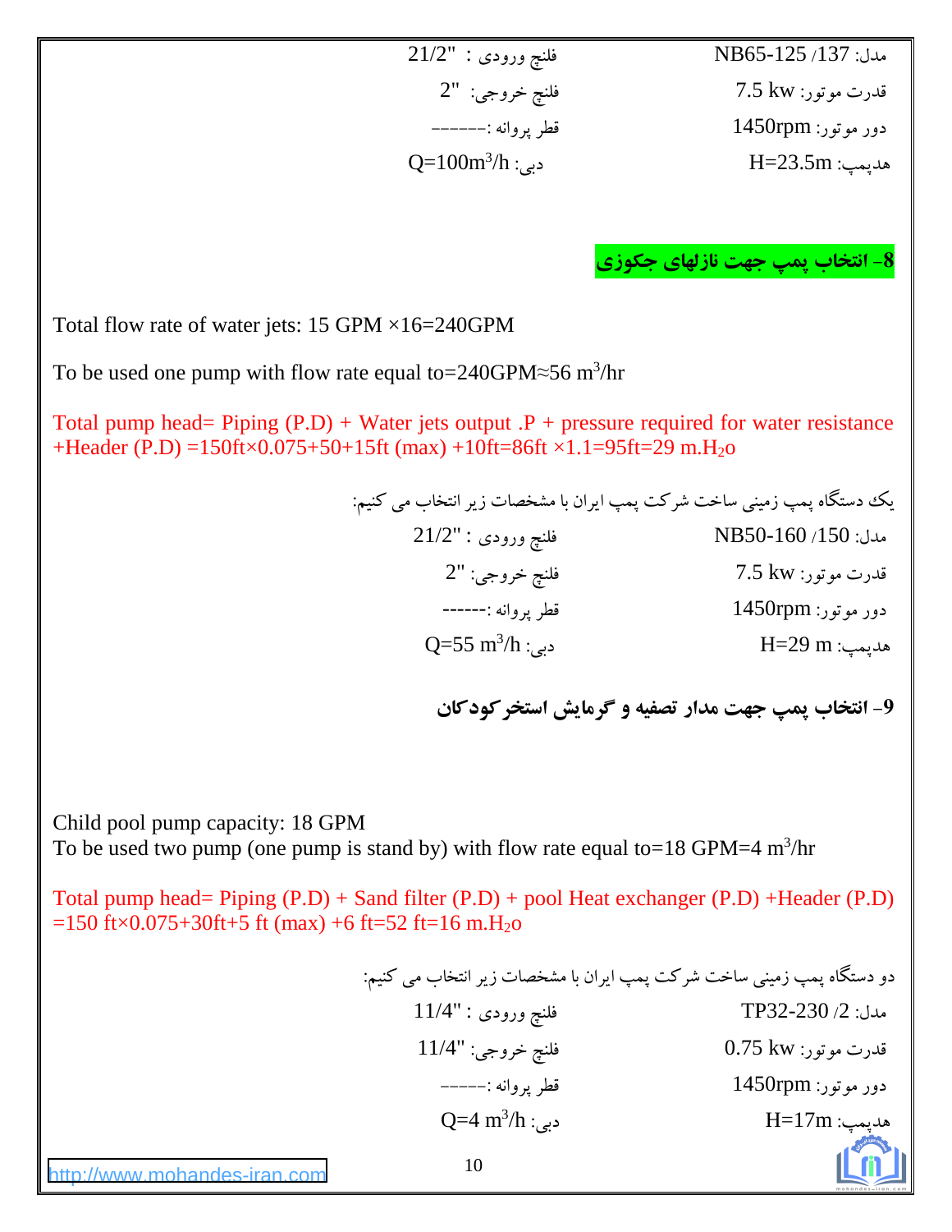| | |
|---|---|
| مدل: NB65-125 /137 | فلنچ ورودی : "21/2 |
| قدرت موتور: 7.5 kw | فلنچ خروجی: "2 |
| دور موتور: 1450rpm | قطر پروانه :------ |
| هدپمپ: H=23.5m | دبی: $Q=100m^3/h$ |

## 8- انتخاب پمپ جهت نازلهای جکوزی

Total flow rate of water jets: 15 GPM ×16=240GPM

To be used one pump with flow rate equal to=240GPM≈56 $m^3$/hr

Total pump head= Piping (P.D) + Water jets output .P + pressure required for water resistance +Header (P.D) =150ft×0.075+50+15ft (max) +10ft=86ft ×1.1=95ft=29 m.$H_2o$

یک دستگاه پمپ زمینی ساخت شرکت پمپ ایران با مشخصات زیر انتخاب می کنیم:

| | |
|---|---|
| مدل: NB50-160 /150 | فلنچ ورودی : "21/2 |
| قدرت موتور: 7.5 kw | فلنچ خروجی: "2 |
| دور موتور: 1450rpm | قطر پروانه :------ |
| هدپمپ: H=29 m | دبی: $Q=55\ m^3/h$ |

## 9- انتخاب پمپ جهت مدار تصفیه و گرمایش استخر کودکان

Child pool pump capacity: 18 GPM
To be used two pump (one pump is stand by) with flow rate equal to=18 GPM=4 $m^3$/hr

Total pump head= Piping (P.D) + Sand filter (P.D) + pool Heat exchanger (P.D) +Header (P.D) =150 ft×0.075+30ft+5 ft (max) +6 ft=52 ft=16 m.$H_2o$

دو دستگاه پمپ زمینی ساخت شرکت پمپ ایران با مشخصات زیر انتخاب می کنیم:

| | |
|---|---|
| مدل: TP32-230 /2 | فلنچ ورودی : "11/4 |
| قدرت موتور: 0.75 kw | فلنچ خروجی: "11/4 |
| دور موتور: 1450rpm | قطر پروانه :----- |
| هدپمپ: H=17m | دبی: $Q=4\ m^3/h$ |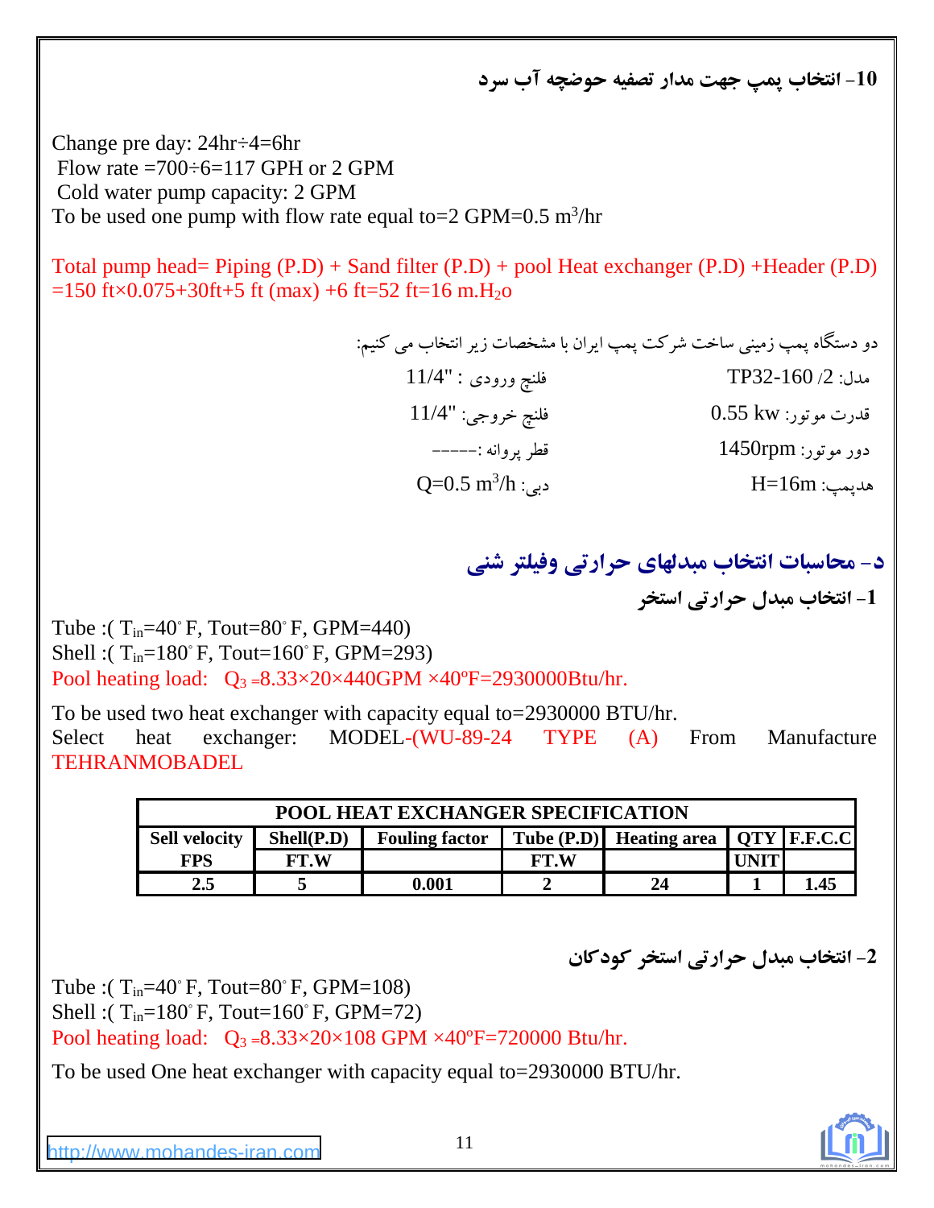### 10- انتخاب پمپ جهت مدار تصفیه حوضچه آب سرد

Change pre day: 24hr÷4=6hr
Flow rate =700÷6=117 GPH or 2 GPM
Cold water pump capacity: 2 GPM
To be used one pump with flow rate equal to=2 GPM=0.5 $m^3$/hr

Total pump head= Piping (P.D) + Sand filter (P.D) + pool Heat exchanger (P.D) +Header (P.D) =150 ft×0.075+30ft+5 ft (max) +6 ft=52 ft=16 m.$H_2o$

دو دستگاه پمپ زمینی ساخت شرکت پمپ ایران با مشخصات زیر انتخاب می کنیم:

| | |
|---|---|
| مدل: TP32-160 /2 | فلنج ورودی : "11/4 |
| قدرت موتور: 0.55 kw | فلنج خروجی: "11/4 |
| دور موتور: 1450rpm | قطر پروانه :----- |
| هدپمپ: H=16m | دبی: Q=0.5 $m^3$/h |

## د- محاسبات انتخاب مبدلهای حرارتی وفیلتر شنی

### 1- انتخاب مبدل حرارتی استخر

Tube :( $T_{in}$=40° F, Tout=80° F, GPM=440)
Shell :( $T_{in}$=180° F, Tout=160° F, GPM=293)
Pool heating load: $Q_3$ =8.33×20×440GPM ×40ºF=2930000Btu/hr.

To be used two heat exchanger with capacity equal to=2930000 BTU/hr.
Select heat exchanger: MODEL-(WU-89-24 TYPE (A) From Manufacture TEHRANMOBADEL

| POOL HEAT EXCHANGER SPECIFICATION | | | | | | |
|---|---|---|---|---|---|---|
| Sell velocity | Shell(P.D) | Fouling factor | Tube (P.D) | Heating area | QTY | F.F.C.C |
| FPS | FT.W | | FT.W | | UNIT | |
| 2.5 | 5 | 0.001 | 2 | 24 | 1 | 1.45 |

### 2- انتخاب مبدل حرارتی استخر کودکان

Tube :( $T_{in}$=40° F, Tout=80° F, GPM=108)
Shell :( $T_{in}$=180° F, Tout=160° F, GPM=72)
Pool heating load: $Q_3$ =8.33×20×108 GPM ×40ºF=720000 Btu/hr.

To be used One heat exchanger with capacity equal to=2930000 BTU/hr.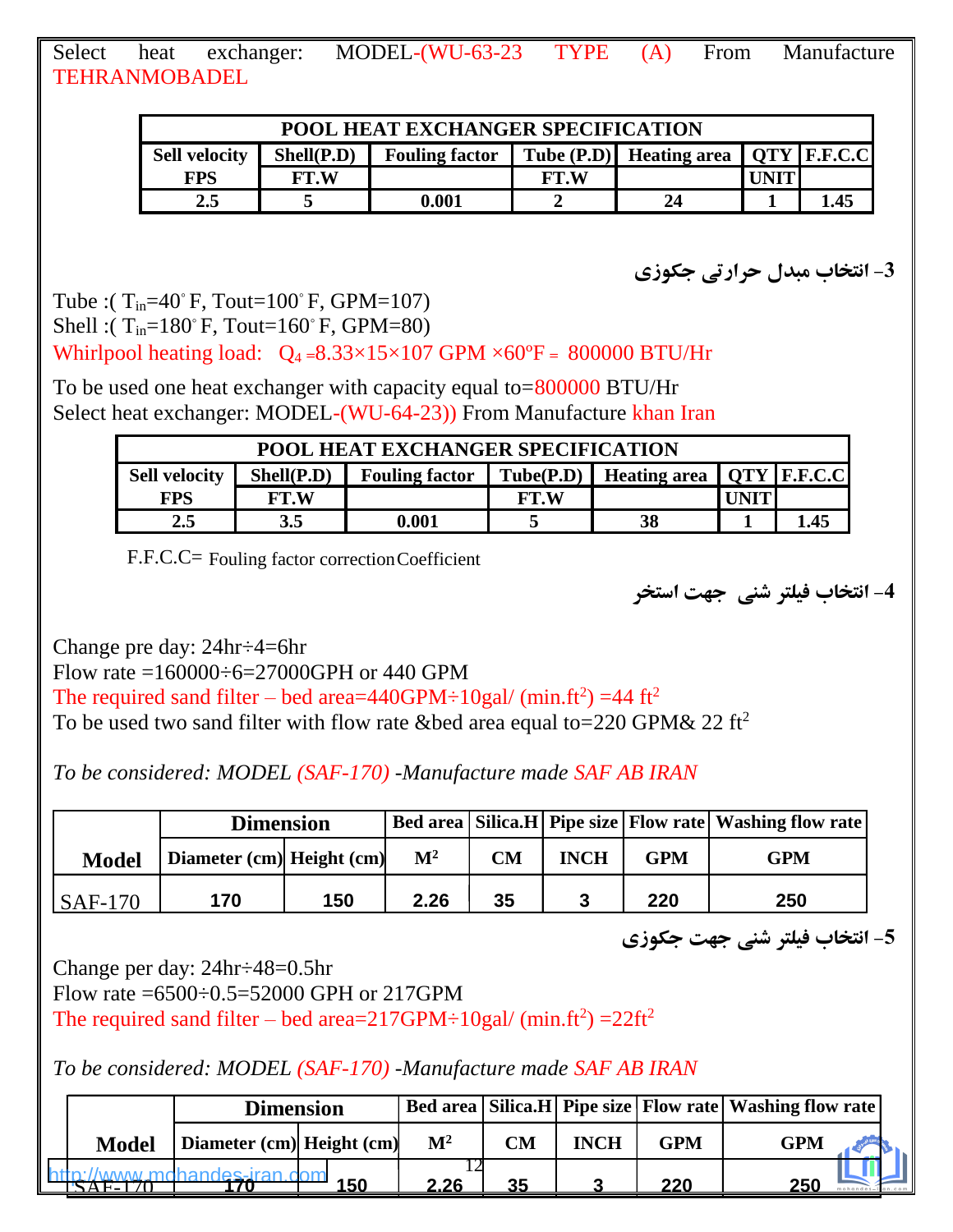Select heat exchanger: MODEL-(WU-63-23 TYPE (A) From Manufacture TEHRANMOBADEL

| POOL HEAT EXCHANGER SPECIFICATION | | | | | | |
|---|---|---|---|---|---|---|
| Sell velocity | Shell(P.D) | Fouling factor | Tube (P.D) | Heating area | QTY | F.F.C.C |
| FPS | FT.W | | FT.W | | UNIT | |
| 2.5 | 5 | 0.001 | 2 | 24 | 1 | 1.45 |

### 3- انتخاب مبدل حرارتی جکوزی

Tube :( $T_{in}$=40˚ F, Tout=100˚ F, GPM=107)
Shell :( $T_{in}$=180˚ F, Tout=160˚ F, GPM=80)
Whirlpool heating load: $Q_4$ =8.33×15×107 GPM ×60ºF = 800000 BTU/Hr

To be used one heat exchanger with capacity equal to=800000 BTU/Hr
Select heat exchanger: MODEL-(WU-64-23)) From Manufacture khan Iran

| POOL HEAT EXCHANGER SPECIFICATION | | | | | | |
|---|---|---|---|---|---|---|
| Sell velocity | Shell(P.D) | Fouling factor | Tube(P.D) | Heating area | QTY | F.F.C.C |
| FPS | FT.W | | FT.W | | UNIT | |
| 2.5 | 3.5 | 0.001 | 5 | 38 | 1 | 1.45 |

F.F.C.C= Fouling factor correction Coefficient

### 4- انتخاب فیلتر شنی جهت استخر

Change pre day: 24hr÷4=6hr
Flow rate =160000÷6=27000GPH or 440 GPM
The required sand filter – bed area=440GPM÷10gal/ (min.ft$^2$) =44 ft$^2$
To be used two sand filter with flow rate &bed area equal to=220 GPM& 22 ft$^2$

*To be considered: MODEL (SAF-170) -Manufacture made SAF AB IRAN*

| Model | Dimension | | Bed area | Silica.H | Pipe size | Flow rate | Washing flow rate |
|---|---|---|---|---|---|---|---|
| | Diameter (cm) | Height (cm) | M$^2$ | CM | INCH | GPM | GPM |
| SAF-170 | 170 | 150 | 2.26 | 35 | 3 | 220 | 250 |

### 5- انتخاب فیلتر شنی جهت جکوزی

Change per day: 24hr÷48=0.5hr
Flow rate =6500÷0.5=52000 GPH or 217GPM
The required sand filter – bed area=217GPM÷10gal/ (min.ft$^2$) =22ft$^2$

*To be considered: MODEL (SAF-170) -Manufacture made SAF AB IRAN*

| Model | Dimension | | Bed area | Silica.H | Pipe size | Flow rate | Washing flow rate |
|---|---|---|---|---|---|---|---|
| | Diameter (cm) | Height (cm) | M$^2$ | CM | INCH | GPM | GPM |
| SAF-170 | 170 | 150 | 2.26 | 35 | 3 | 220 | 250 |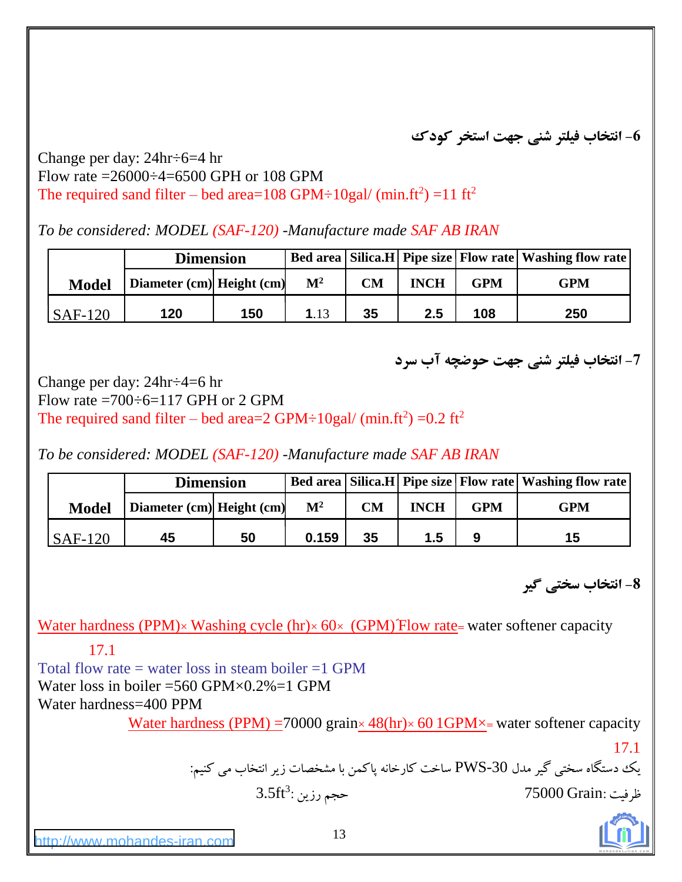### 6- انتخاب فیلتر شنی جهت استخر کودک

Change per day: 24hr÷6=4 hr

Flow rate =26000÷4=6500 GPH or 108 GPM

The required sand filter – bed area=108 GPM÷10gal/ (min.$ft^2$) =11 $ft^2$

*To be considered: MODEL (SAF-120) -Manufacture made SAF AB IRAN*

| Model | Dimension | | Bed area | Silica.H | Pipe size | Flow rate | Washing flow rate |
|---|---|---|---|---|---|---|---|
| | Diameter (cm) | Height (cm) | $M^2$ | CM | INCH | GPM | GPM |
| SAF-120 | 120 | 150 | 1.13 | 35 | 2.5 | 108 | 250 |

### 7- انتخاب فیلتر شنی جهت حوضچه آب سرد

Change per day: 24hr÷4=6 hr

Flow rate =700÷6=117 GPH or 2 GPM

The required sand filter – bed area=2 GPM÷10gal/ (min.$ft^2$) =0.2 $ft^2$

*To be considered: MODEL (SAF-120) -Manufacture made SAF AB IRAN*

| Model | Dimension | | Bed area | Silica.H | Pipe size | Flow rate | Washing flow rate |
|---|---|---|---|---|---|---|---|
| | Diameter (cm) | Height (cm) | $M^2$ | CM | INCH | GPM | GPM |
| SAF-120 | 45 | 50 | 0.159 | 35 | 1.5 | 9 | 15 |

### 8- انتخاب سختی گیر

$$\frac{\text{Water hardness (PPM)} \times \text{Washing cycle (hr)} \times 60 \times \text{(GPM) Flow rate}}{17.1} = \text{water softener capacity}$$

Total flow rate = water loss in steam boiler =1 GPM

Water loss in boiler =560 GPM×0.2%=1 GPM

Water hardness=400 PPM

$$\frac{\text{Water hardness (PPM)} = \times 48\text{(hr)} \times 60 \; 1\text{GPM} \times}{17.1} = 70000 \text{ grain} = \text{water softener capacity}$$

یک دستگاه سختی گیر مدل PWS-30 ساخت کارخانه پاکمن با مشخصات زیر انتخاب می کنیم:

ظرفیت: 75000 Grain　　　　حجم رزین: $3.5ft^3$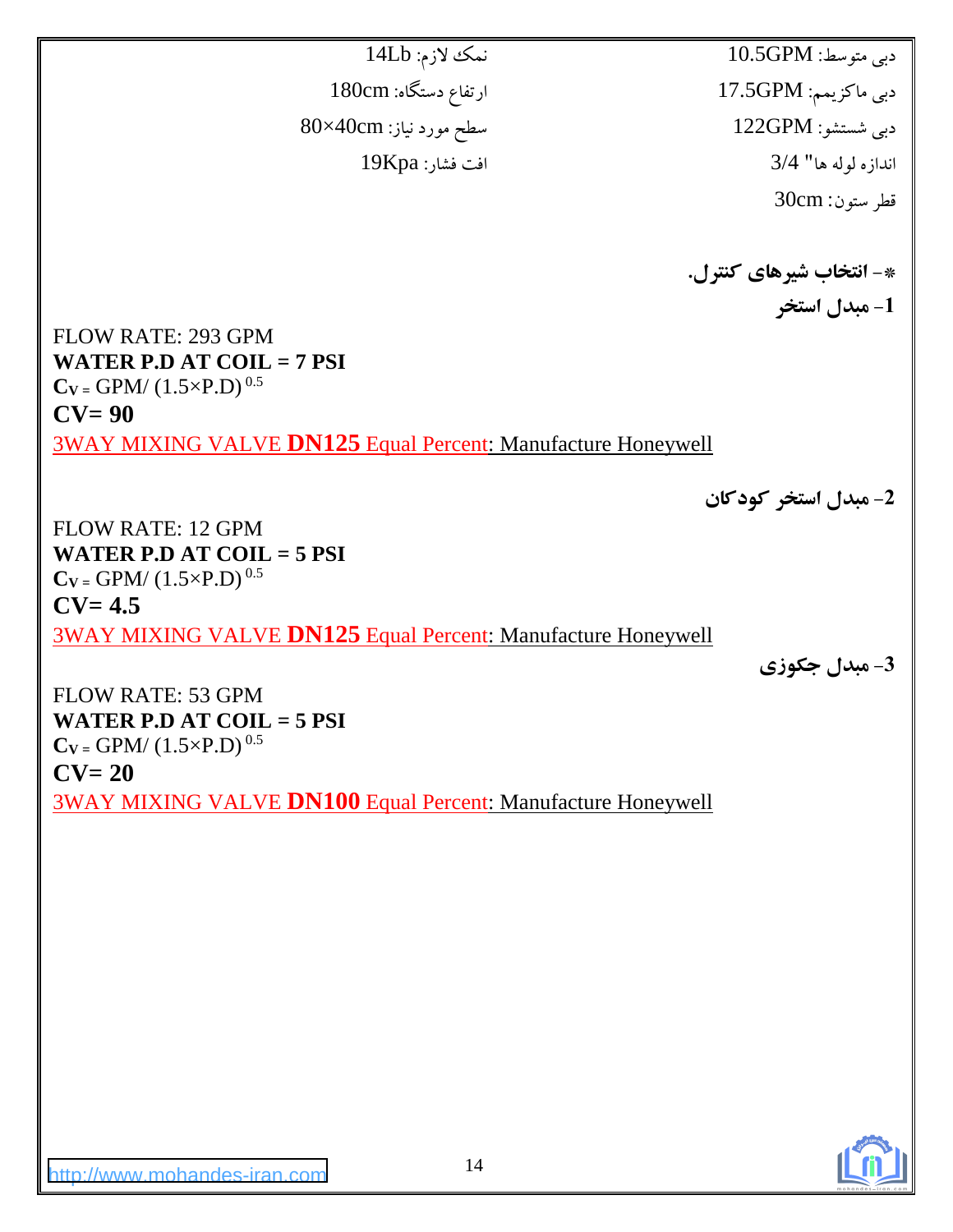دبی متوسط: 10.5GPM

نمک لازم: 14Lb

دبی ماکزیمم: 17.5GPM

ارتفاع دستگاه: 180cm

دبی شستشو: 122GPM

سطح مورد نیاز: 80×40cm

اندازه لوله ها: "3/4

افت فشار: 19Kpa

قطر ستون: 30cm

**\*- انتخاب شیرهای کنترل.**

**1- مبدل استخر**

FLOW RATE: 293 GPM

**WATER P.D AT COIL = 7 PSI**

$C_V = GPM/ (1.5 \times P.D)^{0.5}$

**CV= 90**

3WAY MIXING VALVE **DN125** Equal Percent: Manufacture Honeywell

**2- مبدل استخر کودکان**

FLOW RATE: 12 GPM

**WATER P.D AT COIL = 5 PSI**

$C_V = GPM/ (1.5 \times P.D)^{0.5}$

**CV= 4.5**

3WAY MIXING VALVE **DN125** Equal Percent: Manufacture Honeywell

**3- مبدل جکوزی**

FLOW RATE: 53 GPM

**WATER P.D AT COIL = 5 PSI**

$C_V = GPM/ (1.5 \times P.D)^{0.5}$

**CV= 20**

3WAY MIXING VALVE **DN100** Equal Percent: Manufacture Honeywell